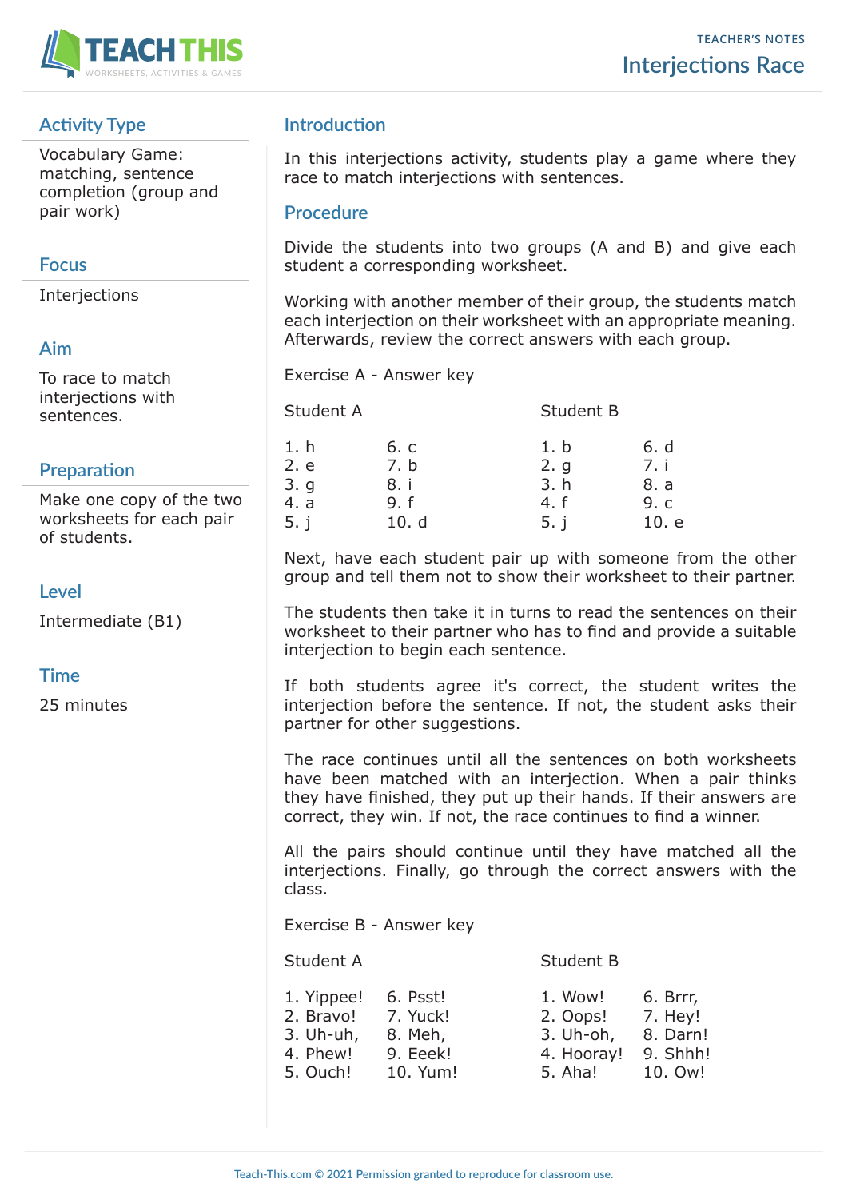TEACHER'S NOTES

# Interjections Race

## Activity Type

Vocabulary Game: matching, sentence completion (group and pair work)

## Focus

Interjections

## Aim

To race to match interjections with sentences.

## Preparation

Make one copy of the two worksheets for each pair of students.

## Level

Intermediate (B1)

## Time

25 minutes

## Introduction

In this interjections activity, students play a game where they race to match interjections with sentences.

## Procedure

Divide the students into two groups (A and B) and give each student a corresponding worksheet.

Working with another member of their group, the students match each interjection on their worksheet with an appropriate meaning. Afterwards, review the correct answers with each group.

Exercise A - Answer key

| Student A | | Student B | |
|---|---|---|---|
| 1. h | 6. c | 1. b | 6. d |
| 2. e | 7. b | 2. g | 7. i |
| 3. g | 8. i | 3. h | 8. a |
| 4. a | 9. f | 4. f | 9. c |
| 5. j | 10. d | 5. j | 10. e |

Next, have each student pair up with someone from the other group and tell them not to show their worksheet to their partner.

The students then take it in turns to read the sentences on their worksheet to their partner who has to find and provide a suitable interjection to begin each sentence.

If both students agree it's correct, the student writes the interjection before the sentence. If not, the student asks their partner for other suggestions.

The race continues until all the sentences on both worksheets have been matched with an interjection. When a pair thinks they have finished, they put up their hands. If their answers are correct, they win. If not, the race continues to find a winner.

All the pairs should continue until they have matched all the interjections. Finally, go through the correct answers with the class.

Exercise B - Answer key

| Student A | | Student B | |
|---|---|---|---|
| 1. Yippee! | 6. Psst! | 1. Wow! | 6. Brrr, |
| 2. Bravo! | 7. Yuck! | 2. Oops! | 7. Hey! |
| 3. Uh-uh, | 8. Meh, | 3. Uh-oh, | 8. Darn! |
| 4. Phew! | 9. Eeek! | 4. Hooray! | 9. Shhh! |
| 5. Ouch! | 10. Yum! | 5. Aha! | 10. Ow! |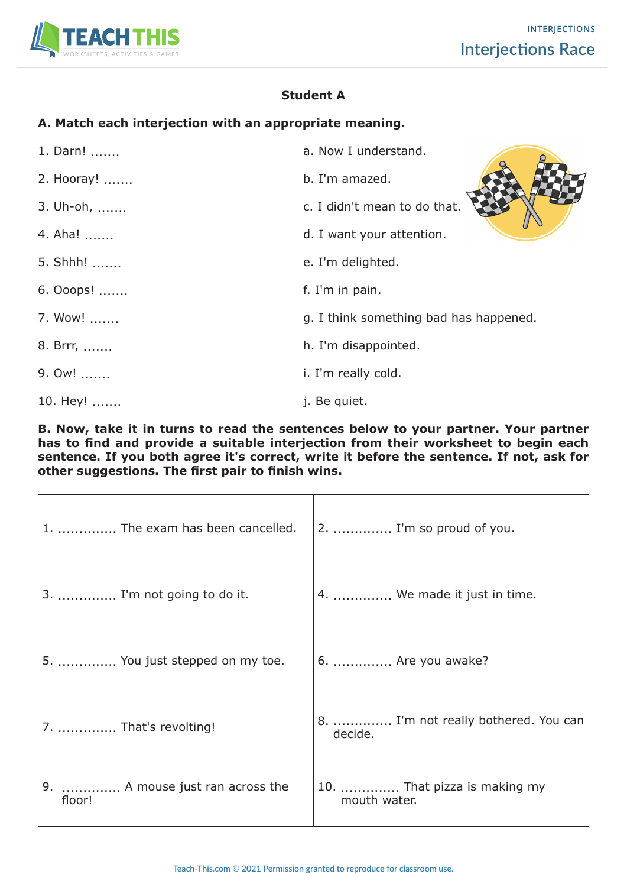### Student A

**A. Match each interjection with an appropriate meaning.**

| | |
|---|---|
| 1. Darn! ....... | a. Now I understand. |
| 2. Hooray! ....... | b. I'm amazed. |
| 3. Uh-oh, ....... | c. I didn't mean to do that. |
| 4. Aha! ....... | d. I want your attention. |
| 5. Shhh! ....... | e. I'm delighted. |
| 6. Ooops! ....... | f. I'm in pain. |
| 7. Wow! ....... | g. I think something bad has happened. |
| 8. Brrr, ....... | h. I'm disappointed. |
| 9. Ow! ....... | i. I'm really cold. |
| 10. Hey! ....... | j. Be quiet. |

**B. Now, take it in turns to read the sentences below to your partner. Your partner has to find and provide a suitable interjection from their worksheet to begin each sentence. If you both agree it's correct, write it before the sentence. If not, ask for other suggestions. The first pair to finish wins.**

| | |
|---|---|
| 1. ............. The exam has been cancelled. | 2. ............. I'm so proud of you. |
| 3. ............. I'm not going to do it. | 4. ............. We made it just in time. |
| 5. ............. You just stepped on my toe. | 6. ............. Are you awake? |
| 7. ............. That's revolting! | 8. ............. I'm not really bothered. You can decide. |
| 9. ............. A mouse just ran across the floor! | 10. ............. That pizza is making my mouth water. |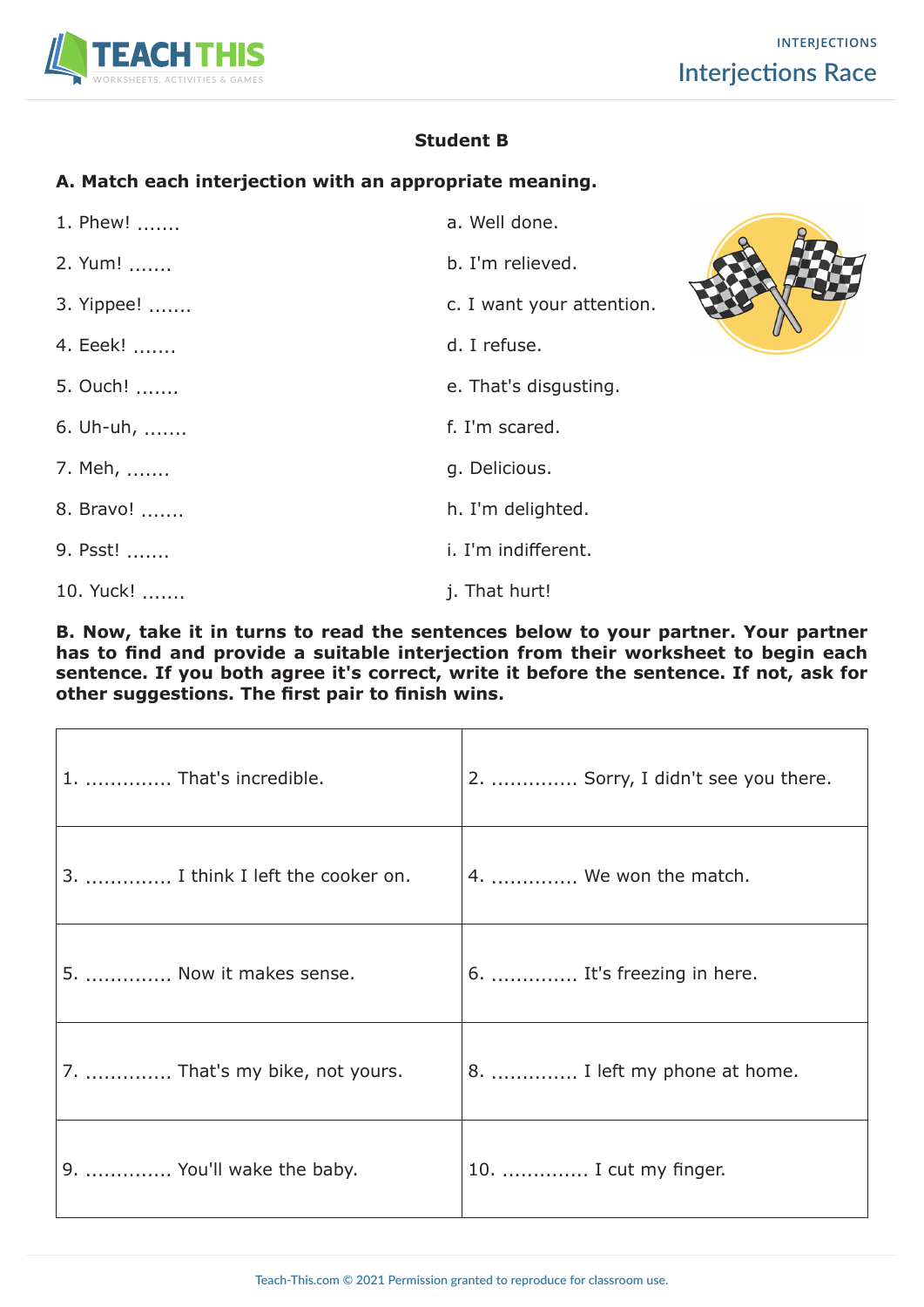**Student B**

**A. Match each interjection with an appropriate meaning.**

1. Phew! .......
2. Yum! .......
3. Yippee! .......
4. Eeek! .......
5. Ouch! .......
6. Uh-uh, .......
7. Meh, .......
8. Bravo! .......
9. Psst! .......
10. Yuck! .......

a. Well done.
b. I'm relieved.
c. I want your attention.
d. I refuse.
e. That's disgusting.
f. I'm scared.
g. Delicious.
h. I'm delighted.
i. I'm indifferent.
j. That hurt!

**B. Now, take it in turns to read the sentences below to your partner. Your partner has to find and provide a suitable interjection from their worksheet to begin each sentence. If you both agree it's correct, write it before the sentence. If not, ask for other suggestions. The first pair to finish wins.**

| | |
|---|---|
| 1. ............. That's incredible. | 2. ............. Sorry, I didn't see you there. |
| 3. ............. I think I left the cooker on. | 4. ............. We won the match. |
| 5. ............. Now it makes sense. | 6. ............. It's freezing in here. |
| 7. ............. That's my bike, not yours. | 8. ............. I left my phone at home. |
| 9. ............. You'll wake the baby. | 10. ............. I cut my finger. |